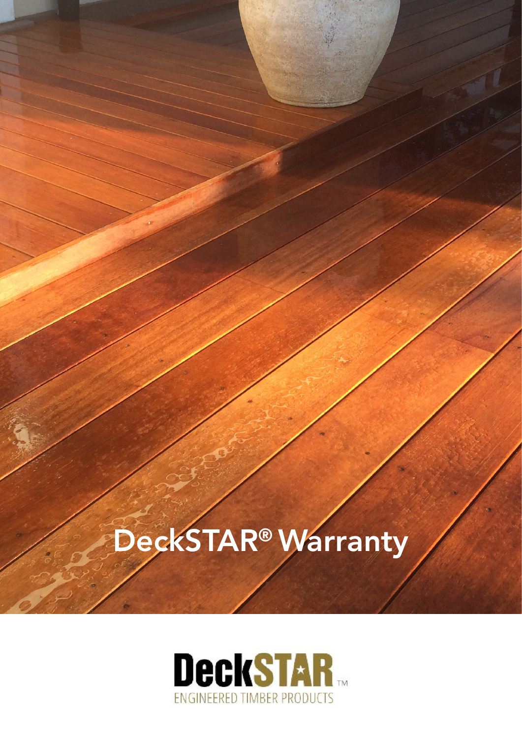# DeckSTAR® Warranty

DeckSTAR™
ENGINEERED TIMBER PRODUCTS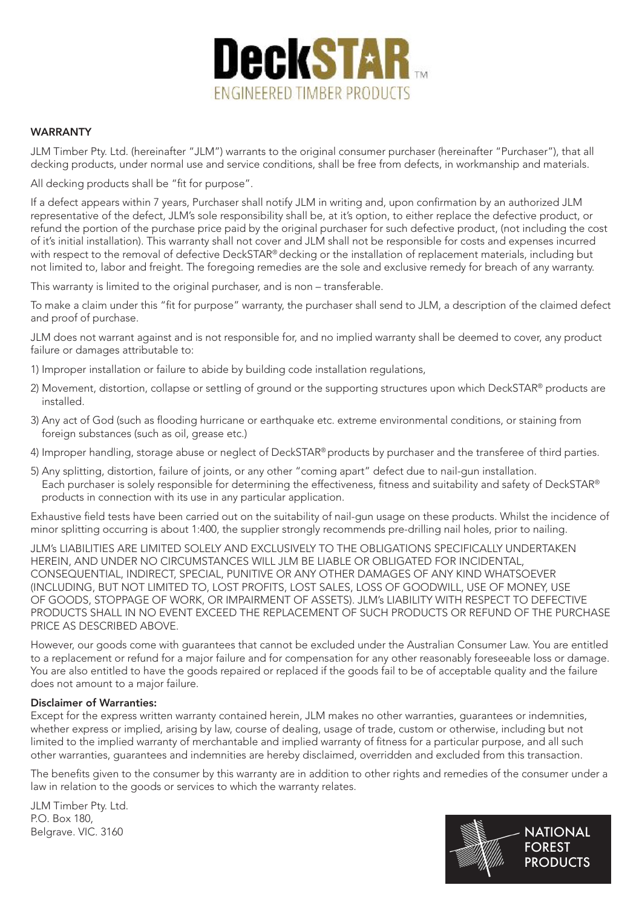# DeckSTAR™

ENGINEERED TIMBER PRODUCTS

## WARRANTY

JLM Timber Pty. Ltd. (hereinafter "JLM") warrants to the original consumer purchaser (hereinafter "Purchaser"), that all decking products, under normal use and service conditions, shall be free from defects, in workmanship and materials.

All decking products shall be "fit for purpose".

If a defect appears within 7 years, Purchaser shall notify JLM in writing and, upon confirmation by an authorized JLM representative of the defect, JLM's sole responsibility shall be, at it's option, to either replace the defective product, or refund the portion of the purchase price paid by the original purchaser for such defective product, (not including the cost of it's initial installation). This warranty shall not cover and JLM shall not be responsible for costs and expenses incurred with respect to the removal of defective DeckSTAR® decking or the installation of replacement materials, including but not limited to, labor and freight. The foregoing remedies are the sole and exclusive remedy for breach of any warranty.

This warranty is limited to the original purchaser, and is non – transferable.

To make a claim under this "fit for purpose" warranty, the purchaser shall send to JLM, a description of the claimed defect and proof of purchase.

JLM does not warrant against and is not responsible for, and no implied warranty shall be deemed to cover, any product failure or damages attributable to:

1) Improper installation or failure to abide by building code installation regulations,
2) Movement, distortion, collapse or settling of ground or the supporting structures upon which DeckSTAR® products are installed.
3) Any act of God (such as flooding hurricane or earthquake etc. extreme environmental conditions, or staining from foreign substances (such as oil, grease etc.)
4) Improper handling, storage abuse or neglect of DeckSTAR® products by purchaser and the transferee of third parties.
5) Any splitting, distortion, failure of joints, or any other "coming apart" defect due to nail-gun installation.
   Each purchaser is solely responsible for determining the effectiveness, fitness and suitability and safety of DeckSTAR® products in connection with its use in any particular application.

Exhaustive field tests have been carried out on the suitability of nail-gun usage on these products. Whilst the incidence of minor splitting occurring is about 1:400, the supplier strongly recommends pre-drilling nail holes, prior to nailing.

JLM's LIABILITIES ARE LIMITED SOLELY AND EXCLUSIVELY TO THE OBLIGATIONS SPECIFICALLY UNDERTAKEN HEREIN, AND UNDER NO CIRCUMSTANCES WILL JLM BE LIABLE OR OBLIGATED FOR INCIDENTAL, CONSEQUENTIAL, INDIRECT, SPECIAL, PUNITIVE OR ANY OTHER DAMAGES OF ANY KIND WHATSOEVER (INCLUDING, BUT NOT LIMITED TO, LOST PROFITS, LOST SALES, LOSS OF GOODWILL, USE OF MONEY, USE OF GOODS, STOPPAGE OF WORK, OR IMPAIRMENT OF ASSETS). JLM's LIABILITY WITH RESPECT TO DEFECTIVE PRODUCTS SHALL IN NO EVENT EXCEED THE REPLACEMENT OF SUCH PRODUCTS OR REFUND OF THE PURCHASE PRICE AS DESCRIBED ABOVE.

However, our goods come with guarantees that cannot be excluded under the Australian Consumer Law. You are entitled to a replacement or refund for a major failure and for compensation for any other reasonably foreseeable loss or damage. You are also entitled to have the goods repaired or replaced if the goods fail to be of acceptable quality and the failure does not amount to a major failure.

**Disclaimer of Warranties:**

Except for the express written warranty contained herein, JLM makes no other warranties, guarantees or indemnities, whether express or implied, arising by law, course of dealing, usage of trade, custom or otherwise, including but not limited to the implied warranty of merchantable and implied warranty of fitness for a particular purpose, and all such other warranties, guarantees and indemnities are hereby disclaimed, overridden and excluded from this transaction.

The benefits given to the consumer by this warranty are in addition to other rights and remedies of the consumer under a law in relation to the goods or services to which the warranty relates.

JLM Timber Pty. Ltd.
P.O. Box 180,
Belgrave. VIC. 3160

NATIONAL FOREST PRODUCTS